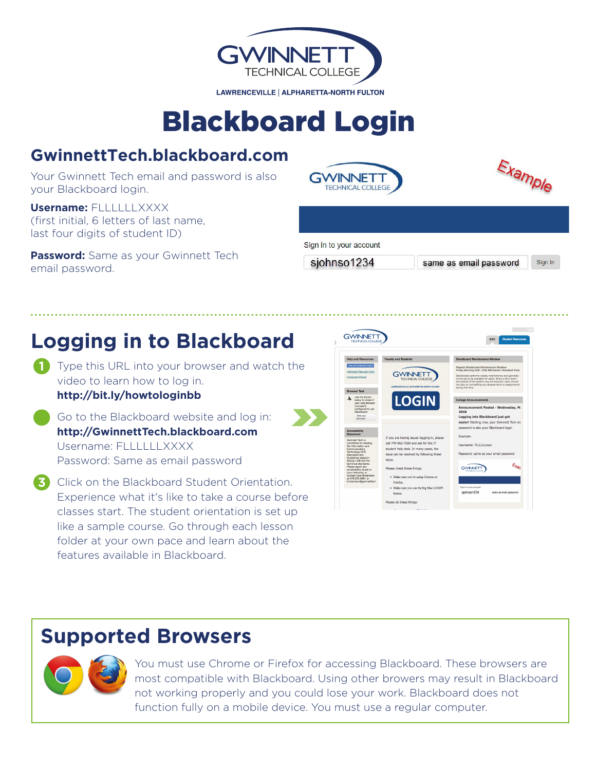GWINNETT TECHNICAL COLLEGE

LAWRENCEVILLE | ALPHARETTA-NORTH FULTON

# Blackboard Login

## GwinnettTech.blackboard.com

Your Gwinnett Tech email and password is also your Blackboard login.

**Username:** FLLLLLLXXXX
(first initial, 6 letters of last name, last four digits of student ID)

**Password:** Same as your Gwinnett Tech email password.

Example

Sign in to your account

sjohnso1234 | same as email password | Sign In

## Logging in to Blackboard

1. Type this URL into your browser and watch the video to learn how to log in.
   **http://bit.ly/howtologinbb**
2. Go to the Blackboard website and log in:
   **http://GwinnettTech.blackboard.com**
   Username: FLLLLLLXXXX
   Password: Same as email password
3. Click on the Blackboard Student Orientation. Experience what it's like to take a course before classes start. The student orientation is set up like a sample course. Go through each lesson folder at your own pace and learn about the features available in Blackboard.

## Supported Browsers

You must use Chrome or Firefox for accessing Blackboard. These browsers are most compatible with Blackboard. Using other browers may result in Blackboard not working properly and you could lose your work. Blackboard does not function fully on a mobile device. You must use a regular computer.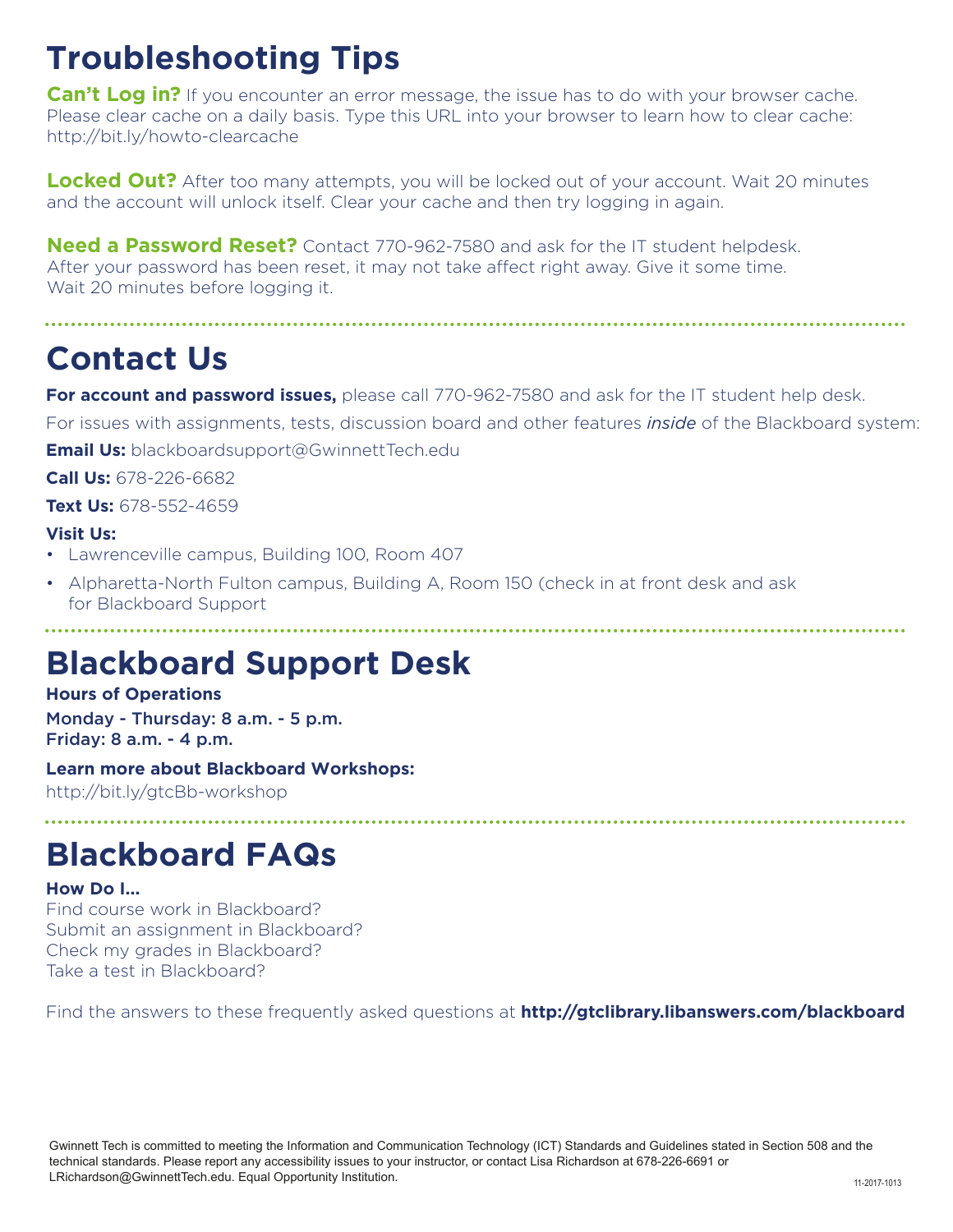# Troubleshooting Tips

**Can't Log in?** If you encounter an error message, the issue has to do with your browser cache. Please clear cache on a daily basis. Type this URL into your browser to learn how to clear cache: http://bit.ly/howto-clearcache

**Locked Out?** After too many attempts, you will be locked out of your account. Wait 20 minutes and the account will unlock itself. Clear your cache and then try logging in again.

**Need a Password Reset?** Contact 770-962-7580 and ask for the IT student helpdesk. After your password has been reset, it may not take affect right away. Give it some time. Wait 20 minutes before logging it.

# Contact Us

**For account and password issues,** please call 770-962-7580 and ask for the IT student help desk.

For issues with assignments, tests, discussion board and other features *inside* of the Blackboard system:

**Email Us:** blackboardsupport@GwinnettTech.edu

**Call Us:** 678-226-6682

**Text Us:** 678-552-4659

**Visit Us:**

- Lawrenceville campus, Building 100, Room 407
- Alpharetta-North Fulton campus, Building A, Room 150 (check in at front desk and ask for Blackboard Support

# Blackboard Support Desk

**Hours of Operations**

**Monday - Thursday: 8 a.m. - 5 p.m.**
**Friday: 8 a.m. - 4 p.m.**

**Learn more about Blackboard Workshops:**
http://bit.ly/gtcBb-workshop

# Blackboard FAQs

**How Do I...**
Find course work in Blackboard?
Submit an assignment in Blackboard?
Check my grades in Blackboard?
Take a test in Blackboard?

Find the answers to these frequently asked questions at **http://gtclibrary.libanswers.com/blackboard**

Gwinnett Tech is committed to meeting the Information and Communication Technology (ICT) Standards and Guidelines stated in Section 508 and the technical standards. Please report any accessibility issues to your instructor, or contact Lisa Richardson at 678-226-6691 or LRichardson@GwinnettTech.edu. Equal Opportunity Institution.

11-2017-1013